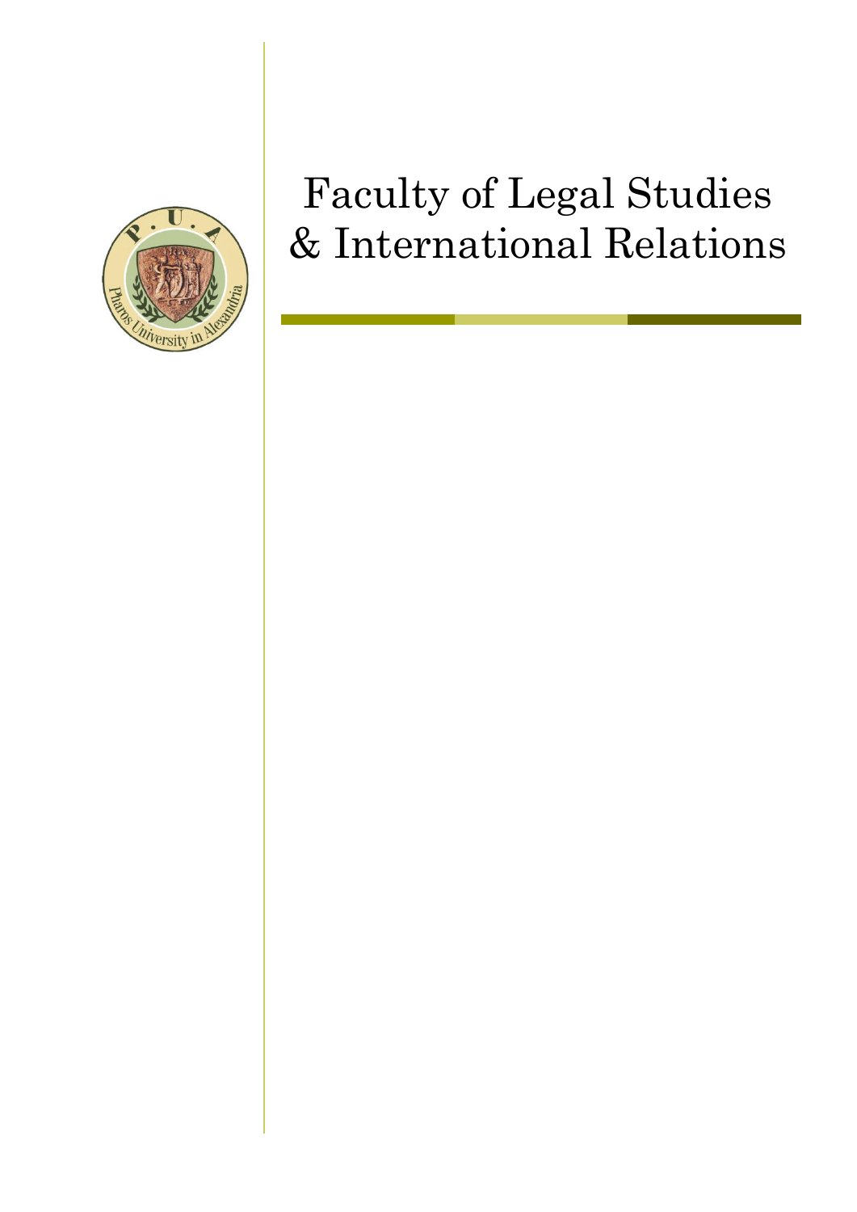# Faculty of Legal Studies & International Relations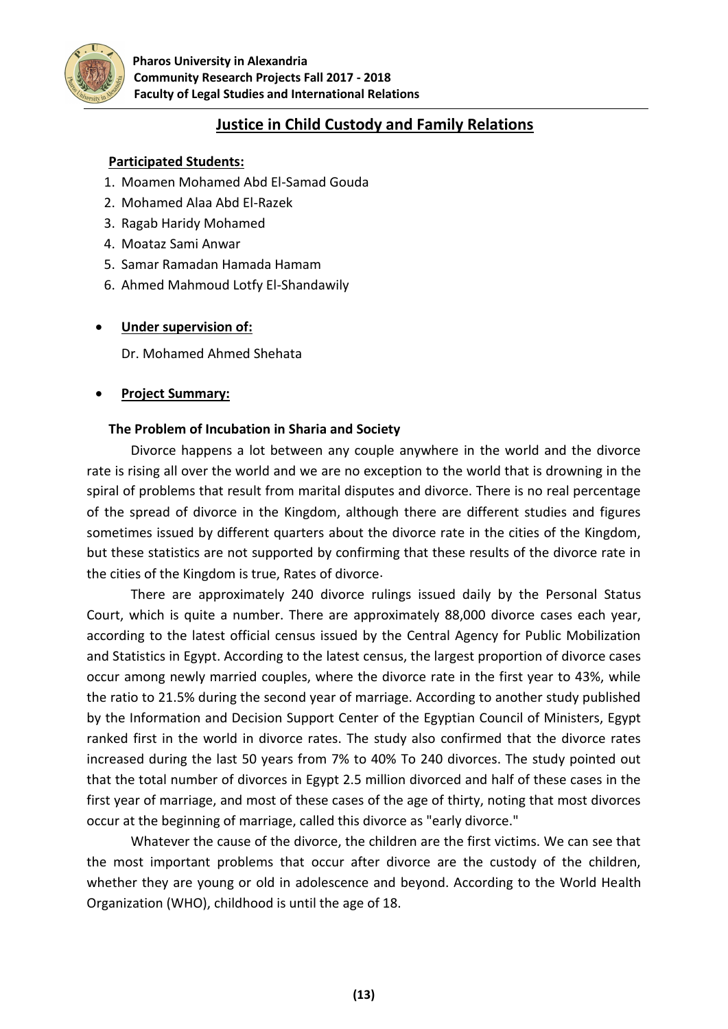## Justice in Child Custody and Family Relations

**Participated Students:**

1. Moamen Mohamed Abd El-Samad Gouda
2. Mohamed Alaa Abd El-Razek
3. Ragab Haridy Mohamed
4. Moataz Sami Anwar
5. Samar Ramadan Hamada Hamam
6. Ahmed Mahmoud Lotfy El-Shandawily

- **Under supervision of:**

  Dr. Mohamed Ahmed Shehata

- **Project Summary:**

### The Problem of Incubation in Sharia and Society

Divorce happens a lot between any couple anywhere in the world and the divorce rate is rising all over the world and we are no exception to the world that is drowning in the spiral of problems that result from marital disputes and divorce. There is no real percentage of the spread of divorce in the Kingdom, although there are different studies and figures sometimes issued by different quarters about the divorce rate in the cities of the Kingdom, but these statistics are not supported by confirming that these results of the divorce rate in the cities of the Kingdom is true, Rates of divorce.

There are approximately 240 divorce rulings issued daily by the Personal Status Court, which is quite a number. There are approximately 88,000 divorce cases each year, according to the latest official census issued by the Central Agency for Public Mobilization and Statistics in Egypt. According to the latest census, the largest proportion of divorce cases occur among newly married couples, where the divorce rate in the first year to 43%, while the ratio to 21.5% during the second year of marriage. According to another study published by the Information and Decision Support Center of the Egyptian Council of Ministers, Egypt ranked first in the world in divorce rates. The study also confirmed that the divorce rates increased during the last 50 years from 7% to 40% To 240 divorces. The study pointed out that the total number of divorces in Egypt 2.5 million divorced and half of these cases in the first year of marriage, and most of these cases of the age of thirty, noting that most divorces occur at the beginning of marriage, called this divorce as "early divorce."

Whatever the cause of the divorce, the children are the first victims. We can see that the most important problems that occur after divorce are the custody of the children, whether they are young or old in adolescence and beyond. According to the World Health Organization (WHO), childhood is until the age of 18.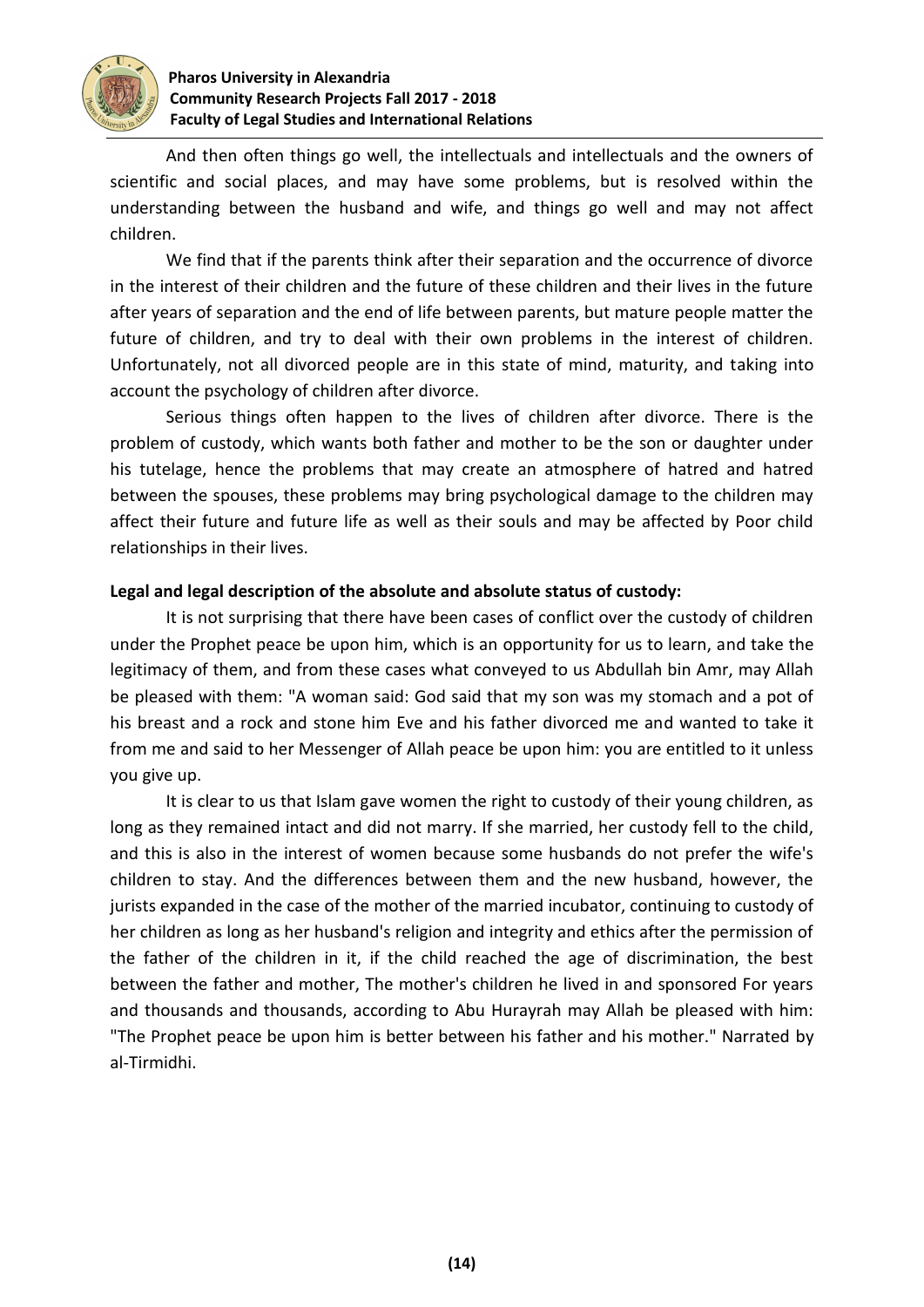And then often things go well, the intellectuals and intellectuals and the owners of scientific and social places, and may have some problems, but is resolved within the understanding between the husband and wife, and things go well and may not affect children.

We find that if the parents think after their separation and the occurrence of divorce in the interest of their children and the future of these children and their lives in the future after years of separation and the end of life between parents, but mature people matter the future of children, and try to deal with their own problems in the interest of children. Unfortunately, not all divorced people are in this state of mind, maturity, and taking into account the psychology of children after divorce.

Serious things often happen to the lives of children after divorce. There is the problem of custody, which wants both father and mother to be the son or daughter under his tutelage, hence the problems that may create an atmosphere of hatred and hatred between the spouses, these problems may bring psychological damage to the children may affect their future and future life as well as their souls and may be affected by Poor child relationships in their lives.

**Legal and legal description of the absolute and absolute status of custody:**

It is not surprising that there have been cases of conflict over the custody of children under the Prophet peace be upon him, which is an opportunity for us to learn, and take the legitimacy of them, and from these cases what conveyed to us Abdullah bin Amr, may Allah be pleased with them: "A woman said: God said that my son was my stomach and a pot of his breast and a rock and stone him Eve and his father divorced me and wanted to take it from me and said to her Messenger of Allah peace be upon him: you are entitled to it unless you give up.

It is clear to us that Islam gave women the right to custody of their young children, as long as they remained intact and did not marry. If she married, her custody fell to the child, and this is also in the interest of women because some husbands do not prefer the wife's children to stay. And the differences between them and the new husband, however, the jurists expanded in the case of the mother of the married incubator, continuing to custody of her children as long as her husband's religion and integrity and ethics after the permission of the father of the children in it, if the child reached the age of discrimination, the best between the father and mother, The mother's children he lived in and sponsored For years and thousands and thousands, according to Abu Hurayrah may Allah be pleased with him: "The Prophet peace be upon him is better between his father and his mother." Narrated by al-Tirmidhi.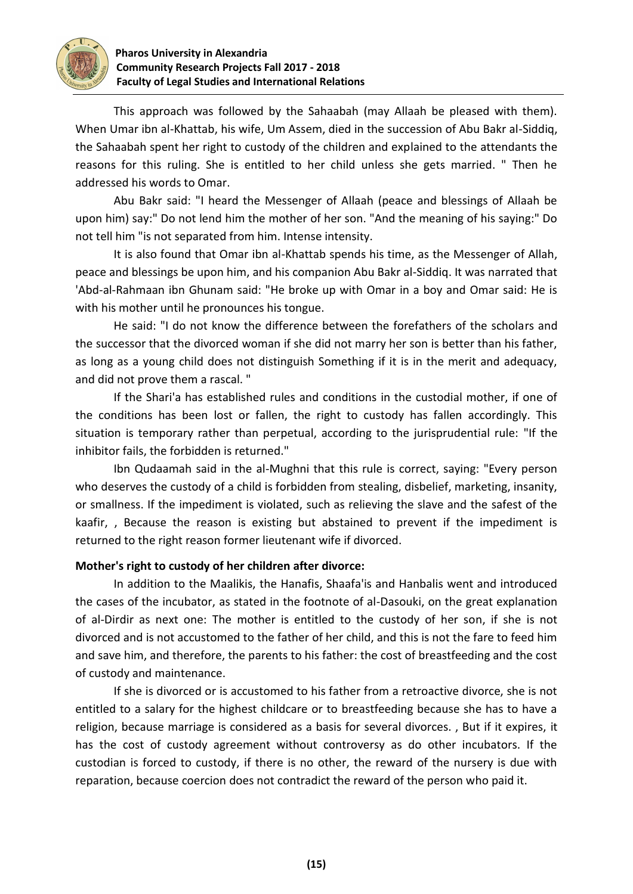This approach was followed by the Sahaabah (may Allaah be pleased with them). When Umar ibn al-Khattab, his wife, Um Assem, died in the succession of Abu Bakr al-Siddiq, the Sahaabah spent her right to custody of the children and explained to the attendants the reasons for this ruling. She is entitled to her child unless she gets married. " Then he addressed his words to Omar.

Abu Bakr said: "I heard the Messenger of Allaah (peace and blessings of Allaah be upon him) say:" Do not lend him the mother of her son. "And the meaning of his saying:" Do not tell him "is not separated from him. Intense intensity.

It is also found that Omar ibn al-Khattab spends his time, as the Messenger of Allah, peace and blessings be upon him, and his companion Abu Bakr al-Siddiq. It was narrated that 'Abd-al-Rahmaan ibn Ghunam said: "He broke up with Omar in a boy and Omar said: He is with his mother until he pronounces his tongue.

He said: "I do not know the difference between the forefathers of the scholars and the successor that the divorced woman if she did not marry her son is better than his father, as long as a young child does not distinguish Something if it is in the merit and adequacy, and did not prove them a rascal. "

If the Shari'a has established rules and conditions in the custodial mother, if one of the conditions has been lost or fallen, the right to custody has fallen accordingly. This situation is temporary rather than perpetual, according to the jurisprudential rule: "If the inhibitor fails, the forbidden is returned."

Ibn Qudaamah said in the al-Mughni that this rule is correct, saying: "Every person who deserves the custody of a child is forbidden from stealing, disbelief, marketing, insanity, or smallness. If the impediment is violated, such as relieving the slave and the safest of the kaafir, , Because the reason is existing but abstained to prevent if the impediment is returned to the right reason former lieutenant wife if divorced.

**Mother's right to custody of her children after divorce:**

In addition to the Maalikis, the Hanafis, Shaafa'is and Hanbalis went and introduced the cases of the incubator, as stated in the footnote of al-Dasouki, on the great explanation of al-Dirdir as next one: The mother is entitled to the custody of her son, if she is not divorced and is not accustomed to the father of her child, and this is not the fare to feed him and save him, and therefore, the parents to his father: the cost of breastfeeding and the cost of custody and maintenance.

If she is divorced or is accustomed to his father from a retroactive divorce, she is not entitled to a salary for the highest childcare or to breastfeeding because she has to have a religion, because marriage is considered as a basis for several divorces. , But if it expires, it has the cost of custody agreement without controversy as do other incubators. If the custodian is forced to custody, if there is no other, the reward of the nursery is due with reparation, because coercion does not contradict the reward of the person who paid it.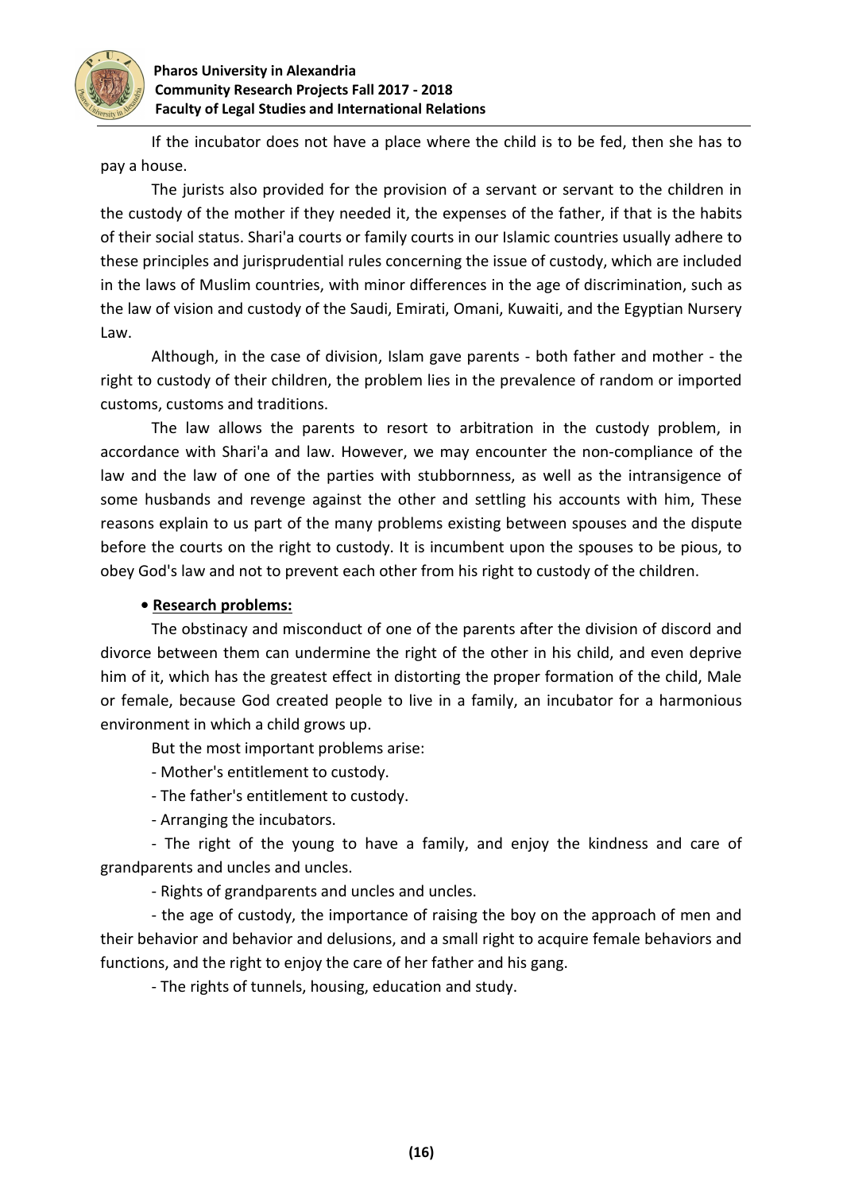If the incubator does not have a place where the child is to be fed, then she has to pay a house.

The jurists also provided for the provision of a servant or servant to the children in the custody of the mother if they needed it, the expenses of the father, if that is the habits of their social status. Shari'a courts or family courts in our Islamic countries usually adhere to these principles and jurisprudential rules concerning the issue of custody, which are included in the laws of Muslim countries, with minor differences in the age of discrimination, such as the law of vision and custody of the Saudi, Emirati, Omani, Kuwaiti, and the Egyptian Nursery Law.

Although, in the case of division, Islam gave parents - both father and mother - the right to custody of their children, the problem lies in the prevalence of random or imported customs, customs and traditions.

The law allows the parents to resort to arbitration in the custody problem, in accordance with Shari'a and law. However, we may encounter the non-compliance of the law and the law of one of the parties with stubbornness, as well as the intransigence of some husbands and revenge against the other and settling his accounts with him, These reasons explain to us part of the many problems existing between spouses and the dispute before the courts on the right to custody. It is incumbent upon the spouses to be pious, to obey God's law and not to prevent each other from his right to custody of the children.

- **Research problems:**

The obstinacy and misconduct of one of the parents after the division of discord and divorce between them can undermine the right of the other in his child, and even deprive him of it, which has the greatest effect in distorting the proper formation of the child, Male or female, because God created people to live in a family, an incubator for a harmonious environment in which a child grows up.

But the most important problems arise:

- Mother's entitlement to custody.
- The father's entitlement to custody.
- Arranging the incubators.
- The right of the young to have a family, and enjoy the kindness and care of grandparents and uncles and uncles.
- Rights of grandparents and uncles and uncles.
- the age of custody, the importance of raising the boy on the approach of men and their behavior and behavior and delusions, and a small right to acquire female behaviors and functions, and the right to enjoy the care of her father and his gang.
- The rights of tunnels, housing, education and study.